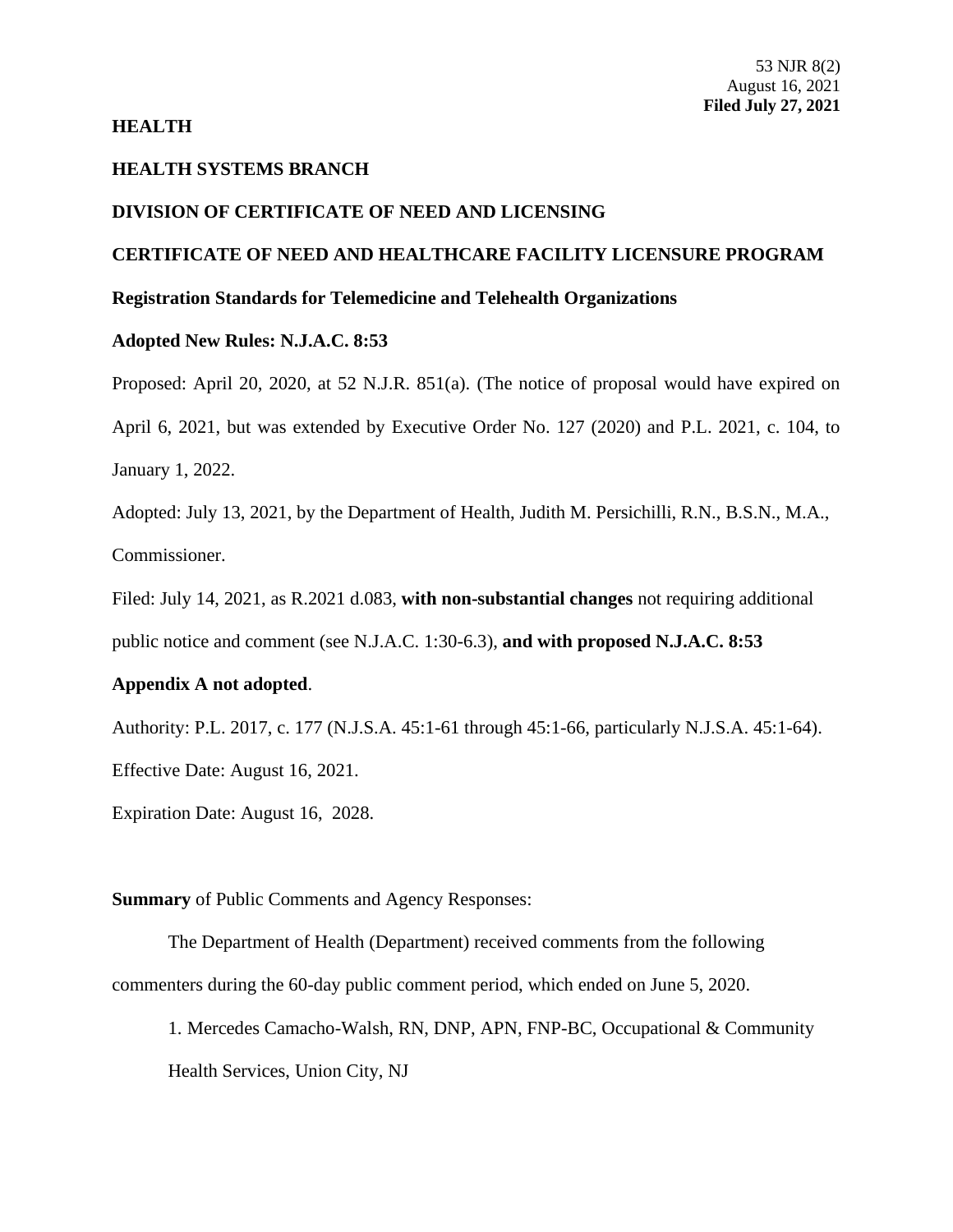53 NJR 8(2)
August 16, 2021
**Filed July 27, 2021**

**HEALTH**

**HEALTH SYSTEMS BRANCH**

**DIVISION OF CERTIFICATE OF NEED AND LICENSING**

**CERTIFICATE OF NEED AND HEALTHCARE FACILITY LICENSURE PROGRAM**

**Registration Standards for Telemedicine and Telehealth Organizations**

**Adopted New Rules: N.J.A.C. 8:53**

Proposed: April 20, 2020, at 52 N.J.R. 851(a). (The notice of proposal would have expired on April 6, 2021, but was extended by Executive Order No. 127 (2020) and P.L. 2021, c. 104, to January 1, 2022.

Adopted: July 13, 2021, by the Department of Health, Judith M. Persichilli, R.N., B.S.N., M.A., Commissioner.

Filed: July 14, 2021, as R.2021 d.083, **with non-substantial changes** not requiring additional public notice and comment (see N.J.A.C. 1:30-6.3), **and with proposed N.J.A.C. 8:53 Appendix A not adopted**.

Authority: P.L. 2017, c. 177 (N.J.S.A. 45:1-61 through 45:1-66, particularly N.J.S.A. 45:1-64).

Effective Date: August 16, 2021.

Expiration Date: August 16, 2028.

**Summary** of Public Comments and Agency Responses:

The Department of Health (Department) received comments from the following commenters during the 60-day public comment period, which ended on June 5, 2020.

1. Mercedes Camacho-Walsh, RN, DNP, APN, FNP-BC, Occupational & Community Health Services, Union City, NJ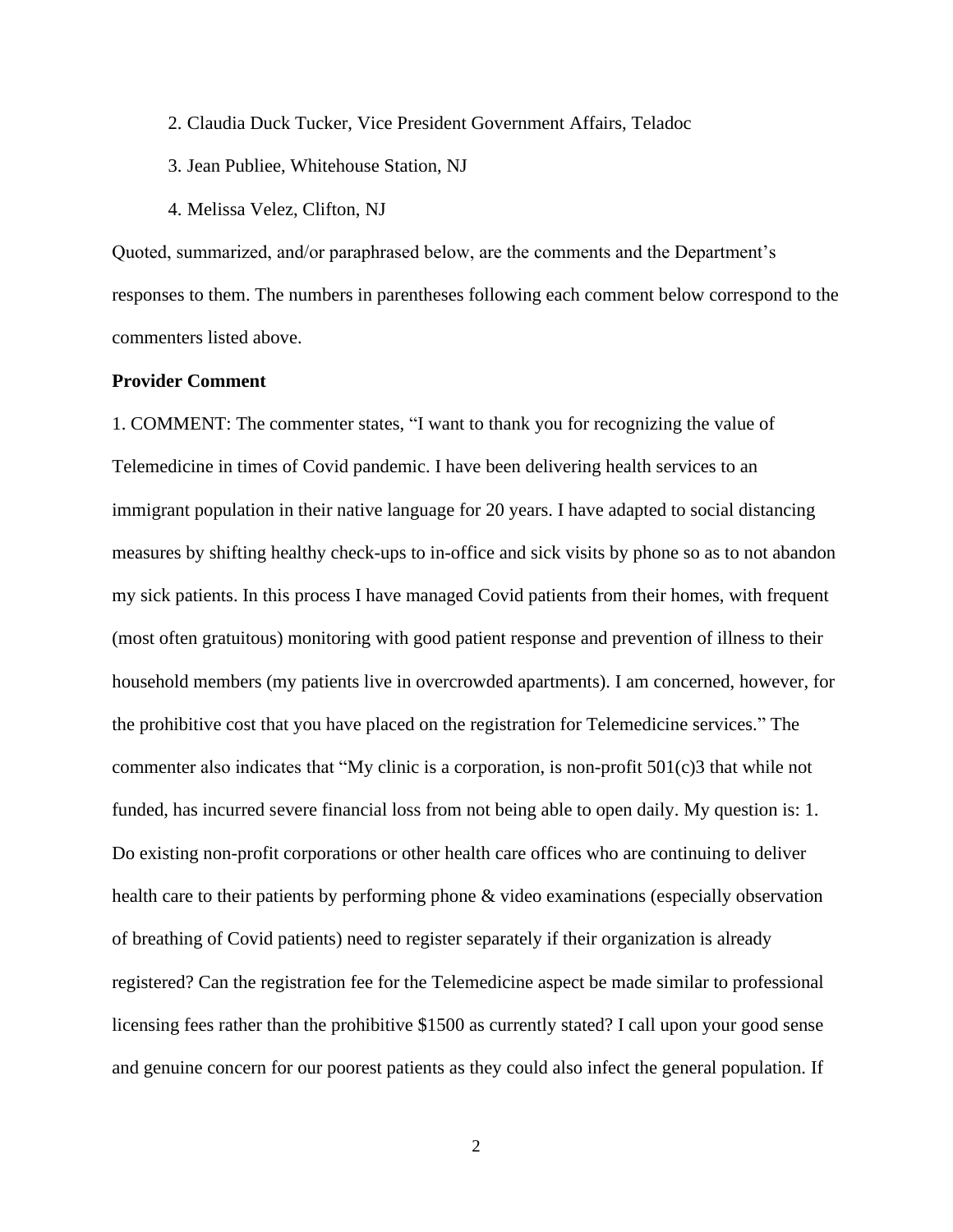2. Claudia Duck Tucker, Vice President Government Affairs, Teladoc

3. Jean Publiee, Whitehouse Station, NJ

4. Melissa Velez, Clifton, NJ

Quoted, summarized, and/or paraphrased below, are the comments and the Department's responses to them. The numbers in parentheses following each comment below correspond to the commenters listed above.

**Provider Comment**

1. COMMENT: The commenter states, "I want to thank you for recognizing the value of Telemedicine in times of Covid pandemic. I have been delivering health services to an immigrant population in their native language for 20 years. I have adapted to social distancing measures by shifting healthy check-ups to in-office and sick visits by phone so as to not abandon my sick patients. In this process I have managed Covid patients from their homes, with frequent (most often gratuitous) monitoring with good patient response and prevention of illness to their household members (my patients live in overcrowded apartments). I am concerned, however, for the prohibitive cost that you have placed on the registration for Telemedicine services." The commenter also indicates that "My clinic is a corporation, is non-profit 501(c)3 that while not funded, has incurred severe financial loss from not being able to open daily. My question is: 1. Do existing non-profit corporations or other health care offices who are continuing to deliver health care to their patients by performing phone & video examinations (especially observation of breathing of Covid patients) need to register separately if their organization is already registered? Can the registration fee for the Telemedicine aspect be made similar to professional licensing fees rather than the prohibitive $1500 as currently stated? I call upon your good sense and genuine concern for our poorest patients as they could also infect the general population. If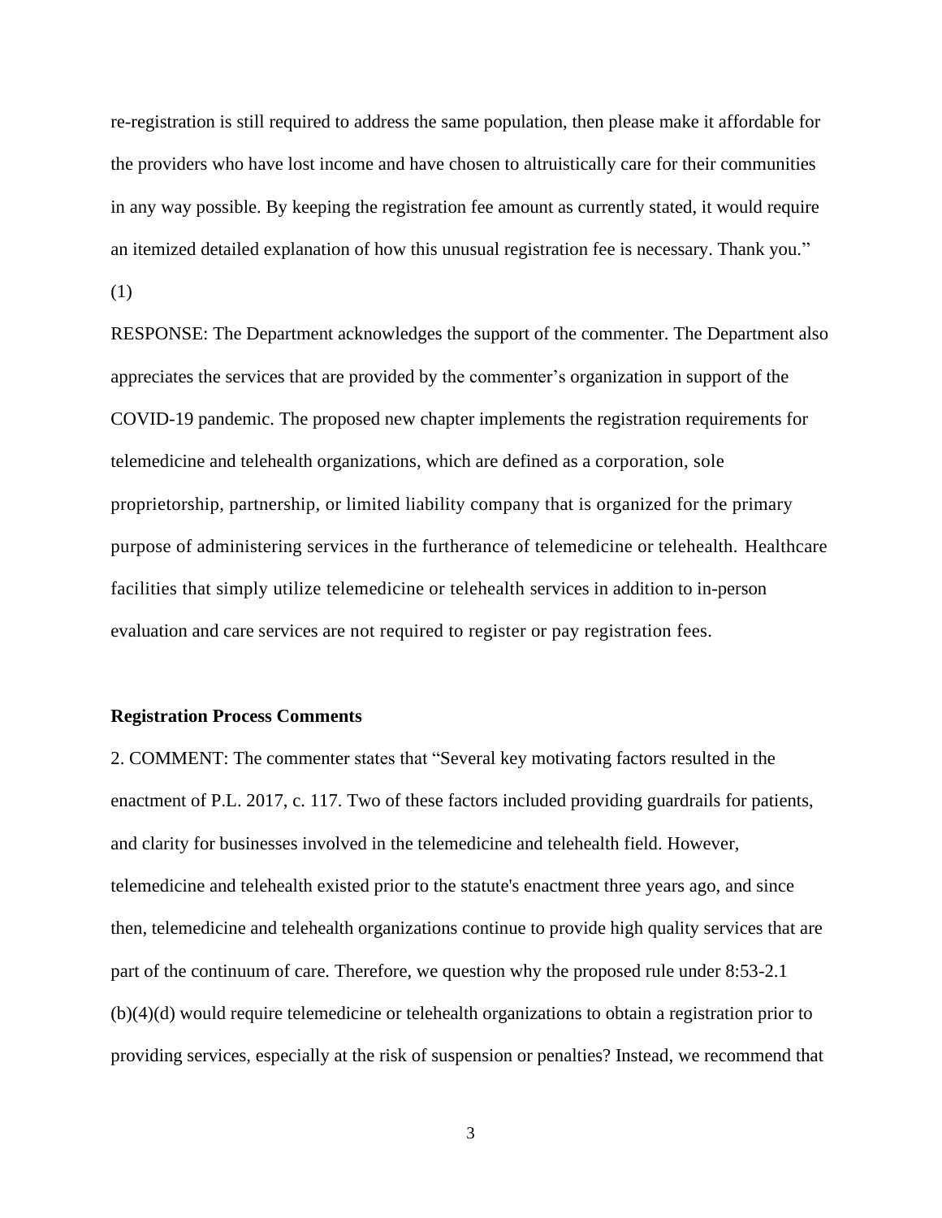re-registration is still required to address the same population, then please make it affordable for the providers who have lost income and have chosen to altruistically care for their communities in any way possible. By keeping the registration fee amount as currently stated, it would require an itemized detailed explanation of how this unusual registration fee is necessary. Thank you." (1)

RESPONSE: The Department acknowledges the support of the commenter. The Department also appreciates the services that are provided by the commenter's organization in support of the COVID-19 pandemic. The proposed new chapter implements the registration requirements for telemedicine and telehealth organizations, which are defined as a corporation, sole proprietorship, partnership, or limited liability company that is organized for the primary purpose of administering services in the furtherance of telemedicine or telehealth. Healthcare facilities that simply utilize telemedicine or telehealth services in addition to in-person evaluation and care services are not required to register or pay registration fees.

**Registration Process Comments**

2. COMMENT: The commenter states that "Several key motivating factors resulted in the enactment of P.L. 2017, c. 117. Two of these factors included providing guardrails for patients, and clarity for businesses involved in the telemedicine and telehealth field. However, telemedicine and telehealth existed prior to the statute's enactment three years ago, and since then, telemedicine and telehealth organizations continue to provide high quality services that are part of the continuum of care. Therefore, we question why the proposed rule under 8:53-2.1 (b)(4)(d) would require telemedicine or telehealth organizations to obtain a registration prior to providing services, especially at the risk of suspension or penalties? Instead, we recommend that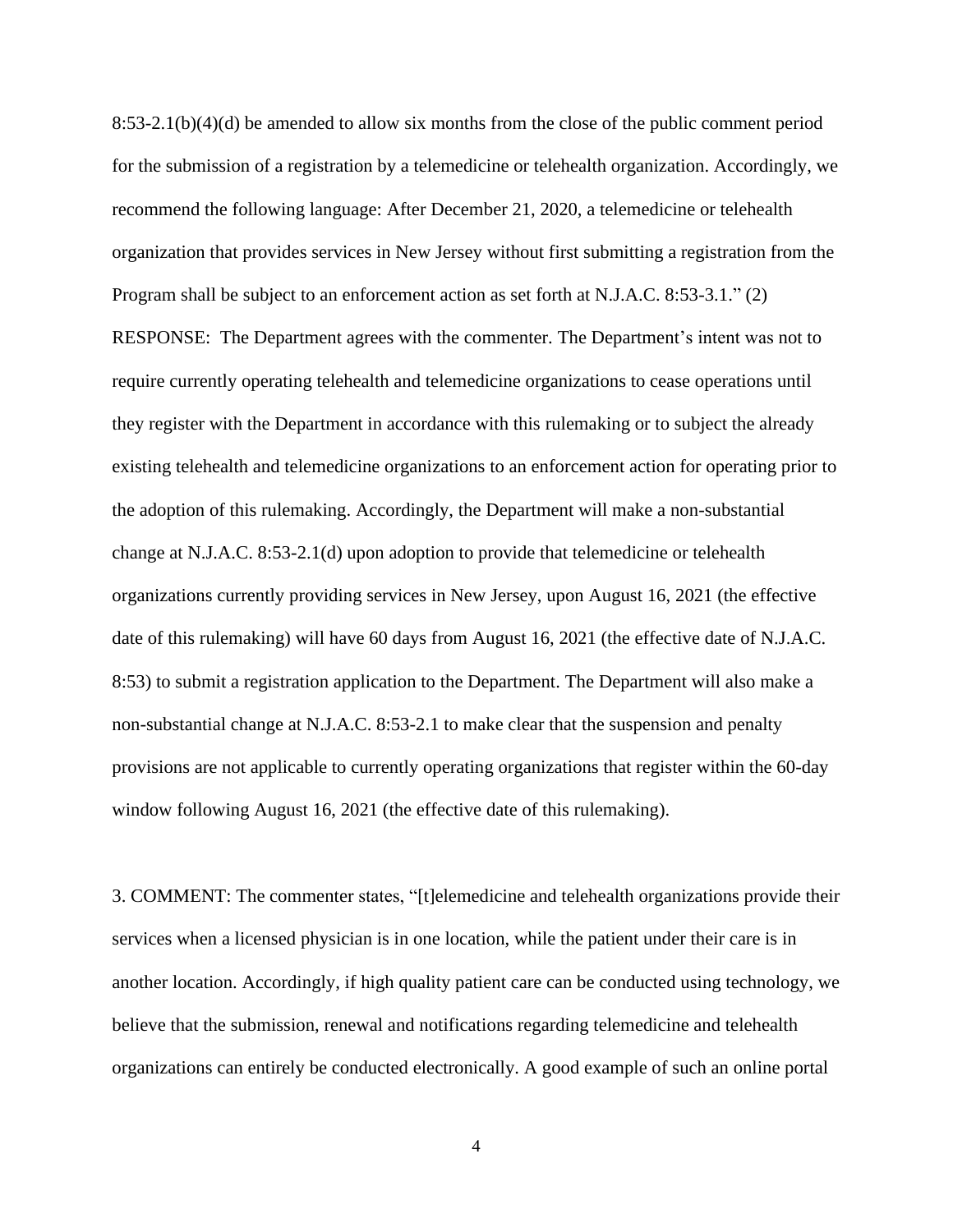8:53-2.1(b)(4)(d) be amended to allow six months from the close of the public comment period for the submission of a registration by a telemedicine or telehealth organization. Accordingly, we recommend the following language: After December 21, 2020, a telemedicine or telehealth organization that provides services in New Jersey without first submitting a registration from the Program shall be subject to an enforcement action as set forth at N.J.A.C. 8:53-3.1." (2)

RESPONSE: The Department agrees with the commenter. The Department's intent was not to require currently operating telehealth and telemedicine organizations to cease operations until they register with the Department in accordance with this rulemaking or to subject the already existing telehealth and telemedicine organizations to an enforcement action for operating prior to the adoption of this rulemaking. Accordingly, the Department will make a non-substantial change at N.J.A.C. 8:53-2.1(d) upon adoption to provide that telemedicine or telehealth organizations currently providing services in New Jersey, upon August 16, 2021 (the effective date of this rulemaking) will have 60 days from August 16, 2021 (the effective date of N.J.A.C. 8:53) to submit a registration application to the Department. The Department will also make a non-substantial change at N.J.A.C. 8:53-2.1 to make clear that the suspension and penalty provisions are not applicable to currently operating organizations that register within the 60-day window following August 16, 2021 (the effective date of this rulemaking).

3. COMMENT: The commenter states, "[t]elemedicine and telehealth organizations provide their services when a licensed physician is in one location, while the patient under their care is in another location. Accordingly, if high quality patient care can be conducted using technology, we believe that the submission, renewal and notifications regarding telemedicine and telehealth organizations can entirely be conducted electronically. A good example of such an online portal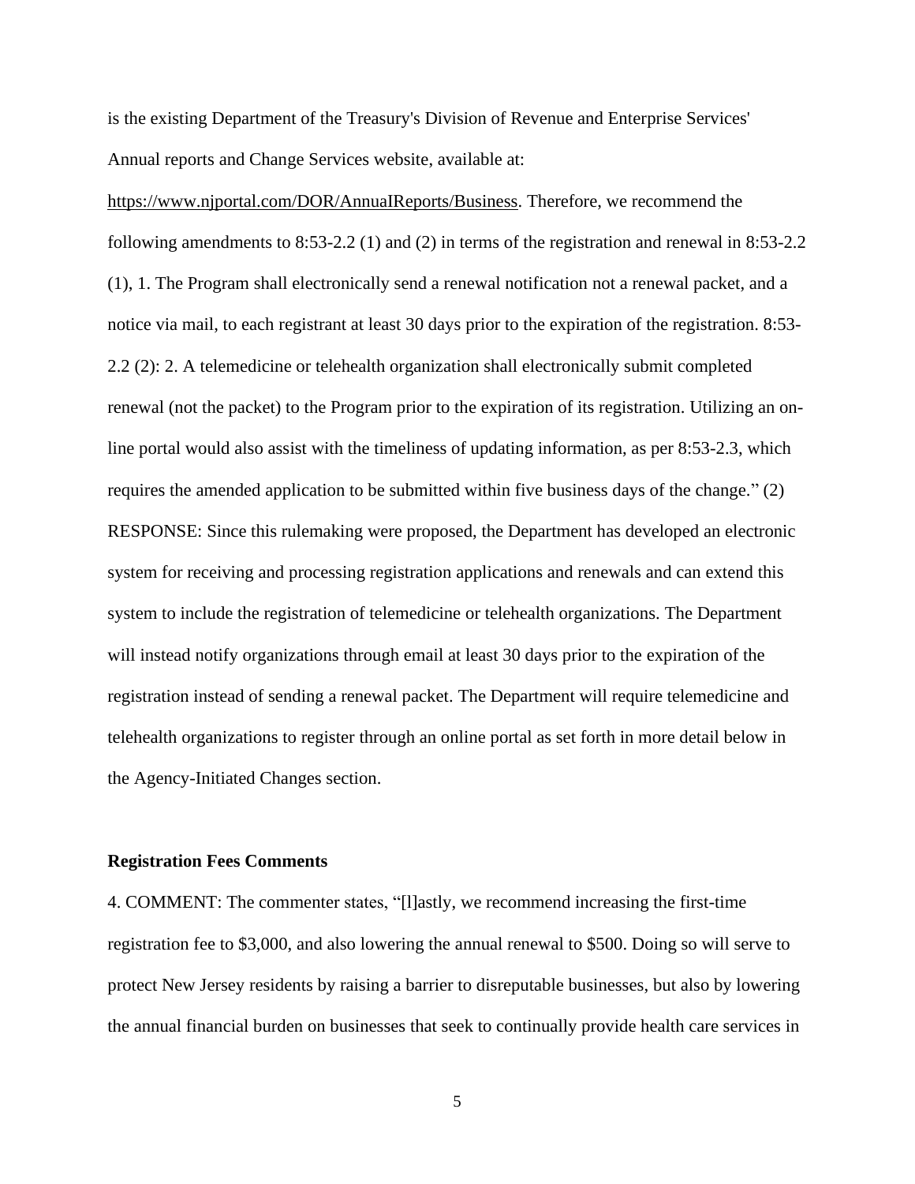is the existing Department of the Treasury's Division of Revenue and Enterprise Services' Annual reports and Change Services website, available at: https://www.njportal.com/DOR/AnnualReports/Business. Therefore, we recommend the following amendments to 8:53-2.2 (1) and (2) in terms of the registration and renewal in 8:53-2.2 (1), 1. The Program shall electronically send a renewal notification not a renewal packet, and a notice via mail, to each registrant at least 30 days prior to the expiration of the registration. 8:53-2.2 (2): 2. A telemedicine or telehealth organization shall electronically submit completed renewal (not the packet) to the Program prior to the expiration of its registration. Utilizing an on-line portal would also assist with the timeliness of updating information, as per 8:53-2.3, which requires the amended application to be submitted within five business days of the change." (2)

RESPONSE: Since this rulemaking were proposed, the Department has developed an electronic system for receiving and processing registration applications and renewals and can extend this system to include the registration of telemedicine or telehealth organizations. The Department will instead notify organizations through email at least 30 days prior to the expiration of the registration instead of sending a renewal packet. The Department will require telemedicine and telehealth organizations to register through an online portal as set forth in more detail below in the Agency-Initiated Changes section.

**Registration Fees Comments**

4. COMMENT: The commenter states, "[l]astly, we recommend increasing the first-time registration fee to $3,000, and also lowering the annual renewal to $500. Doing so will serve to protect New Jersey residents by raising a barrier to disreputable businesses, but also by lowering the annual financial burden on businesses that seek to continually provide health care services in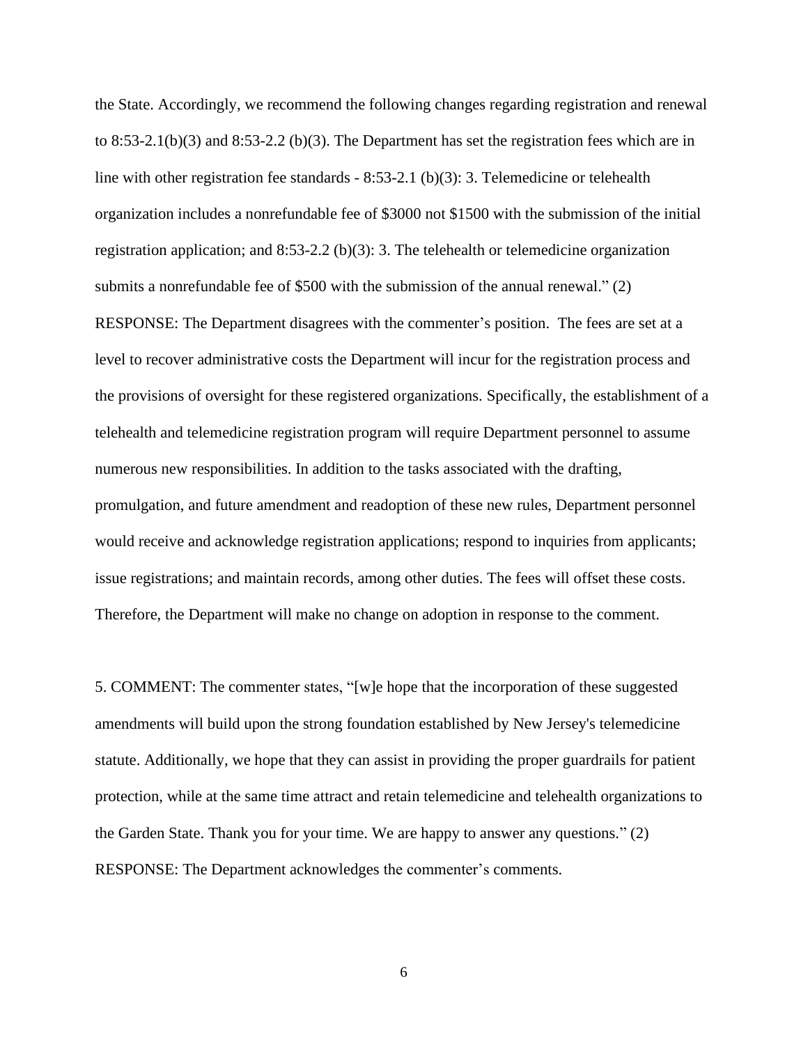the State. Accordingly, we recommend the following changes regarding registration and renewal to 8:53-2.1(b)(3) and 8:53-2.2 (b)(3). The Department has set the registration fees which are in line with other registration fee standards - 8:53-2.1 (b)(3): 3. Telemedicine or telehealth organization includes a nonrefundable fee of $3000 not $1500 with the submission of the initial registration application; and 8:53-2.2 (b)(3): 3. The telehealth or telemedicine organization submits a nonrefundable fee of $500 with the submission of the annual renewal." (2)

RESPONSE: The Department disagrees with the commenter's position. The fees are set at a level to recover administrative costs the Department will incur for the registration process and the provisions of oversight for these registered organizations. Specifically, the establishment of a telehealth and telemedicine registration program will require Department personnel to assume numerous new responsibilities. In addition to the tasks associated with the drafting, promulgation, and future amendment and readoption of these new rules, Department personnel would receive and acknowledge registration applications; respond to inquiries from applicants; issue registrations; and maintain records, among other duties. The fees will offset these costs. Therefore, the Department will make no change on adoption in response to the comment.

5. COMMENT: The commenter states, "[w]e hope that the incorporation of these suggested amendments will build upon the strong foundation established by New Jersey's telemedicine statute. Additionally, we hope that they can assist in providing the proper guardrails for patient protection, while at the same time attract and retain telemedicine and telehealth organizations to the Garden State. Thank you for your time. We are happy to answer any questions." (2)

RESPONSE: The Department acknowledges the commenter's comments.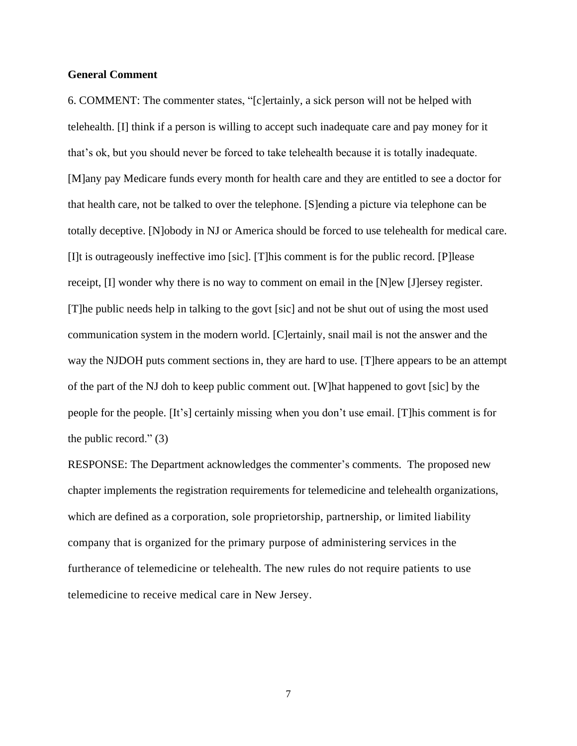**General Comment**

6. COMMENT: The commenter states, "[c]ertainly, a sick person will not be helped with telehealth. [I] think if a person is willing to accept such inadequate care and pay money for it that's ok, but you should never be forced to take telehealth because it is totally inadequate. [M]any pay Medicare funds every month for health care and they are entitled to see a doctor for that health care, not be talked to over the telephone. [S]ending a picture via telephone can be totally deceptive. [N]obody in NJ or America should be forced to use telehealth for medical care. [I]t is outrageously ineffective imo [sic]. [T]his comment is for the public record. [P]lease receipt, [I] wonder why there is no way to comment on email in the [N]ew [J]ersey register. [T]he public needs help in talking to the govt [sic] and not be shut out of using the most used communication system in the modern world. [C]ertainly, snail mail is not the answer and the way the NJDOH puts comment sections in, they are hard to use. [T]here appears to be an attempt of the part of the NJ doh to keep public comment out. [W]hat happened to govt [sic] by the people for the people. [It's] certainly missing when you don't use email. [T]his comment is for the public record." (3)

RESPONSE: The Department acknowledges the commenter's comments. The proposed new chapter implements the registration requirements for telemedicine and telehealth organizations, which are defined as a corporation, sole proprietorship, partnership, or limited liability company that is organized for the primary purpose of administering services in the furtherance of telemedicine or telehealth. The new rules do not require patients to use telemedicine to receive medical care in New Jersey.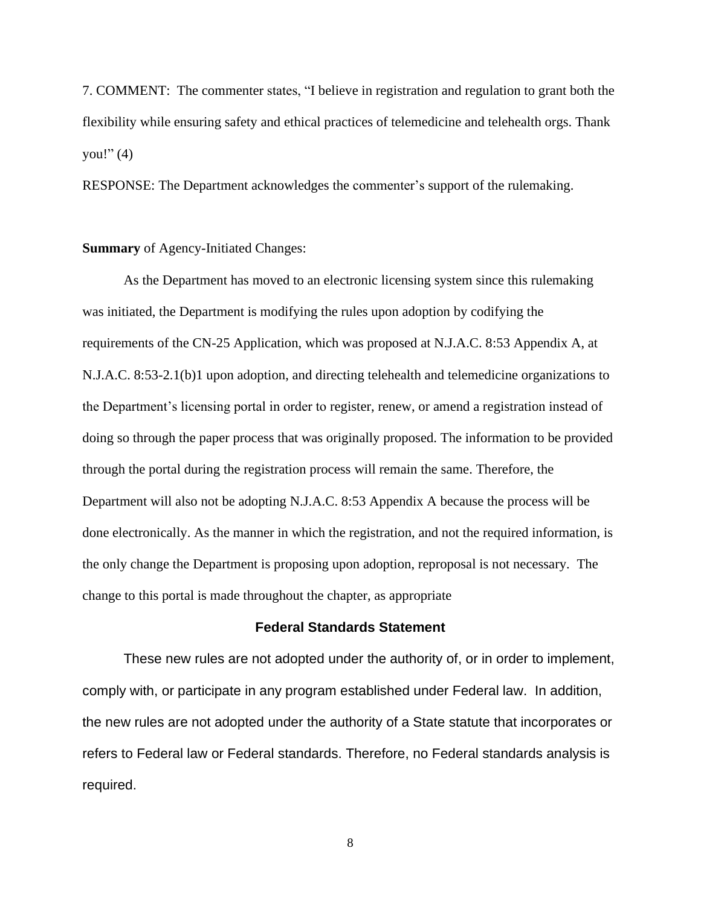7. COMMENT: The commenter states, "I believe in registration and regulation to grant both the flexibility while ensuring safety and ethical practices of telemedicine and telehealth orgs. Thank you!" (4)

RESPONSE: The Department acknowledges the commenter's support of the rulemaking.

**Summary** of Agency-Initiated Changes:

As the Department has moved to an electronic licensing system since this rulemaking was initiated, the Department is modifying the rules upon adoption by codifying the requirements of the CN-25 Application, which was proposed at N.J.A.C. 8:53 Appendix A, at N.J.A.C. 8:53-2.1(b)1 upon adoption, and directing telehealth and telemedicine organizations to the Department's licensing portal in order to register, renew, or amend a registration instead of doing so through the paper process that was originally proposed. The information to be provided through the portal during the registration process will remain the same. Therefore, the Department will also not be adopting N.J.A.C. 8:53 Appendix A because the process will be done electronically. As the manner in which the registration, and not the required information, is the only change the Department is proposing upon adoption, reproposal is not necessary. The change to this portal is made throughout the chapter, as appropriate

## Federal Standards Statement

These new rules are not adopted under the authority of, or in order to implement, comply with, or participate in any program established under Federal law. In addition, the new rules are not adopted under the authority of a State statute that incorporates or refers to Federal law or Federal standards. Therefore, no Federal standards analysis is required.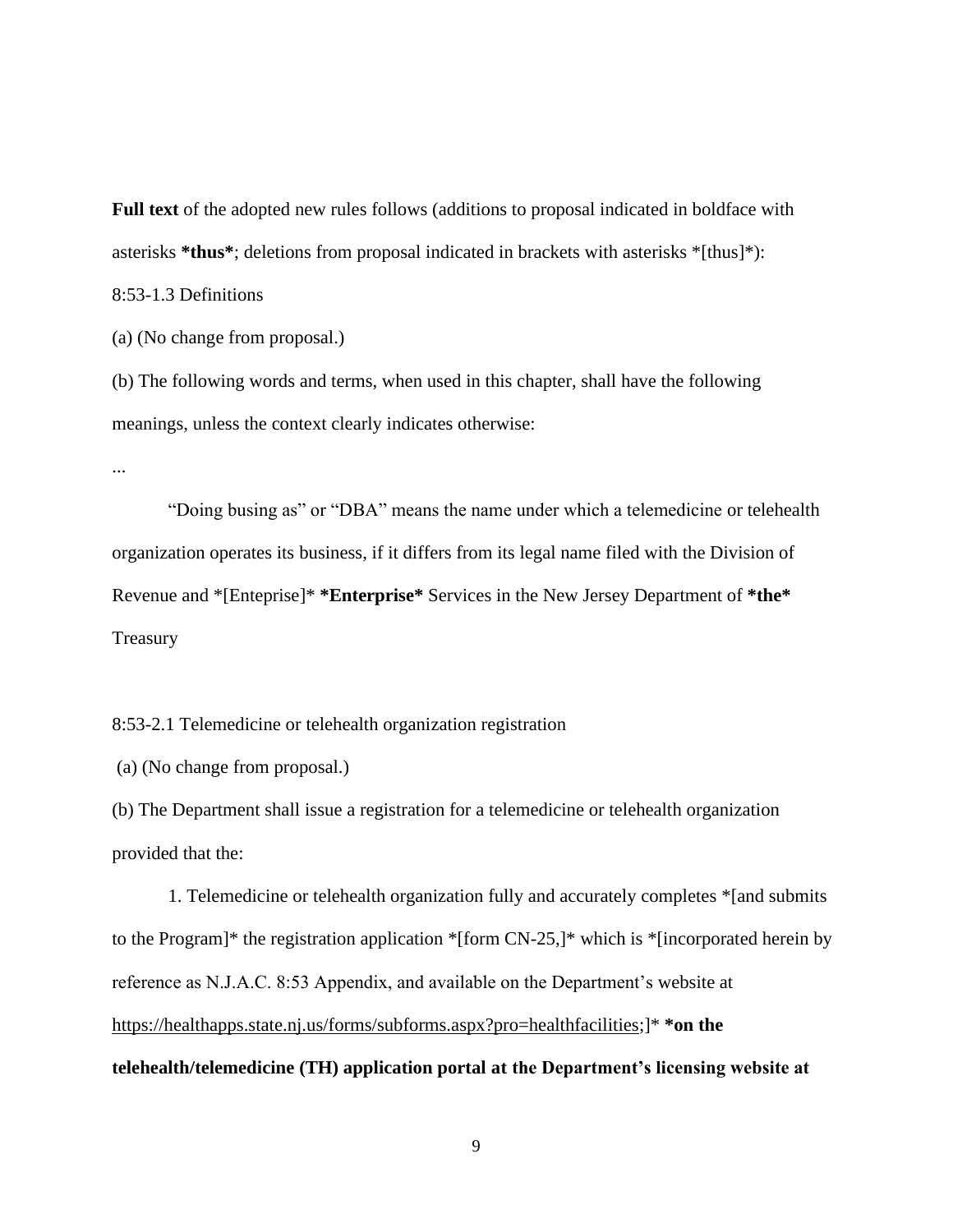**Full text** of the adopted new rules follows (additions to proposal indicated in boldface with asterisks ***thus***; deletions from proposal indicated in brackets with asterisks *[thus]*):

8:53-1.3 Definitions

(a) (No change from proposal.)

(b) The following words and terms, when used in this chapter, shall have the following meanings, unless the context clearly indicates otherwise:

...

"Doing busing as" or "DBA" means the name under which a telemedicine or telehealth organization operates its business, if it differs from its legal name filed with the Division of Revenue and *[Enteprise]* ***Enterprise*** Services in the New Jersey Department of ***the*** Treasury

8:53-2.1 Telemedicine or telehealth organization registration

(a) (No change from proposal.)

(b) The Department shall issue a registration for a telemedicine or telehealth organization provided that the:

1. Telemedicine or telehealth organization fully and accurately completes *[and submits to the Program]* the registration application *[form CN-25,]* which is *[incorporated herein by reference as N.J.A.C. 8:53 Appendix, and available on the Department's website at https://healthapps.state.nj.us/forms/subforms.aspx?pro=healthfacilities;]* ***on the telehealth/telemedicine (TH) application portal at the Department's licensing website at**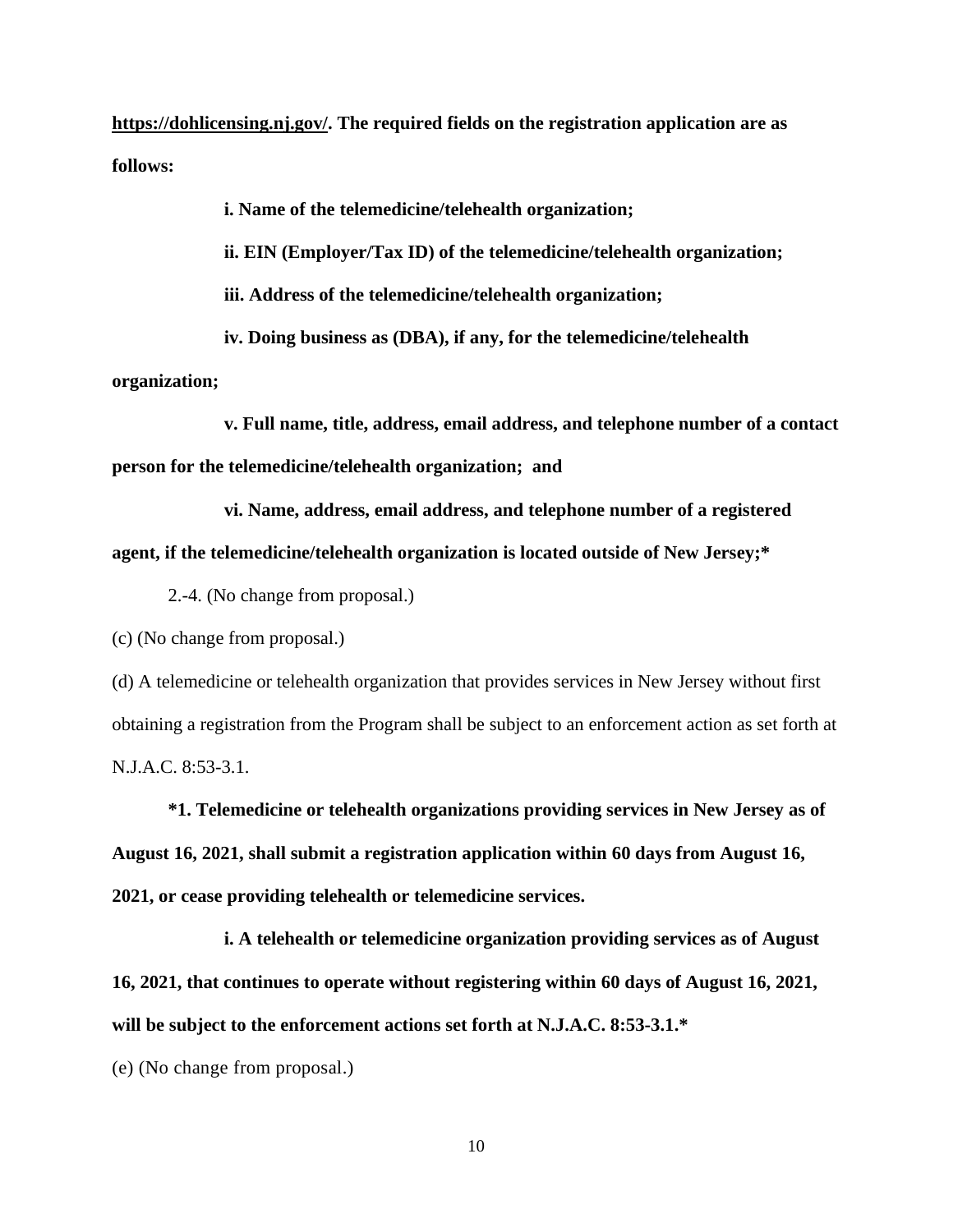**https://dohlicensing.nj.gov/. The required fields on the registration application are as follows:**

**i. Name of the telemedicine/telehealth organization;**

**ii. EIN (Employer/Tax ID) of the telemedicine/telehealth organization;**

**iii. Address of the telemedicine/telehealth organization;**

**iv. Doing business as (DBA), if any, for the telemedicine/telehealth organization;**

**v. Full name, title, address, email address, and telephone number of a contact person for the telemedicine/telehealth organization; and**

**vi. Name, address, email address, and telephone number of a registered agent, if the telemedicine/telehealth organization is located outside of New Jersey;***

2.-4. (No change from proposal.)

(c) (No change from proposal.)

(d) A telemedicine or telehealth organization that provides services in New Jersey without first obtaining a registration from the Program shall be subject to an enforcement action as set forth at N.J.A.C. 8:53-3.1.

***1. Telemedicine or telehealth organizations providing services in New Jersey as of August 16, 2021, shall submit a registration application within 60 days from August 16, 2021, or cease providing telehealth or telemedicine services.**

**i. A telehealth or telemedicine organization providing services as of August 16, 2021, that continues to operate without registering within 60 days of August 16, 2021, will be subject to the enforcement actions set forth at N.J.A.C. 8:53-3.1.***

(e) (No change from proposal.)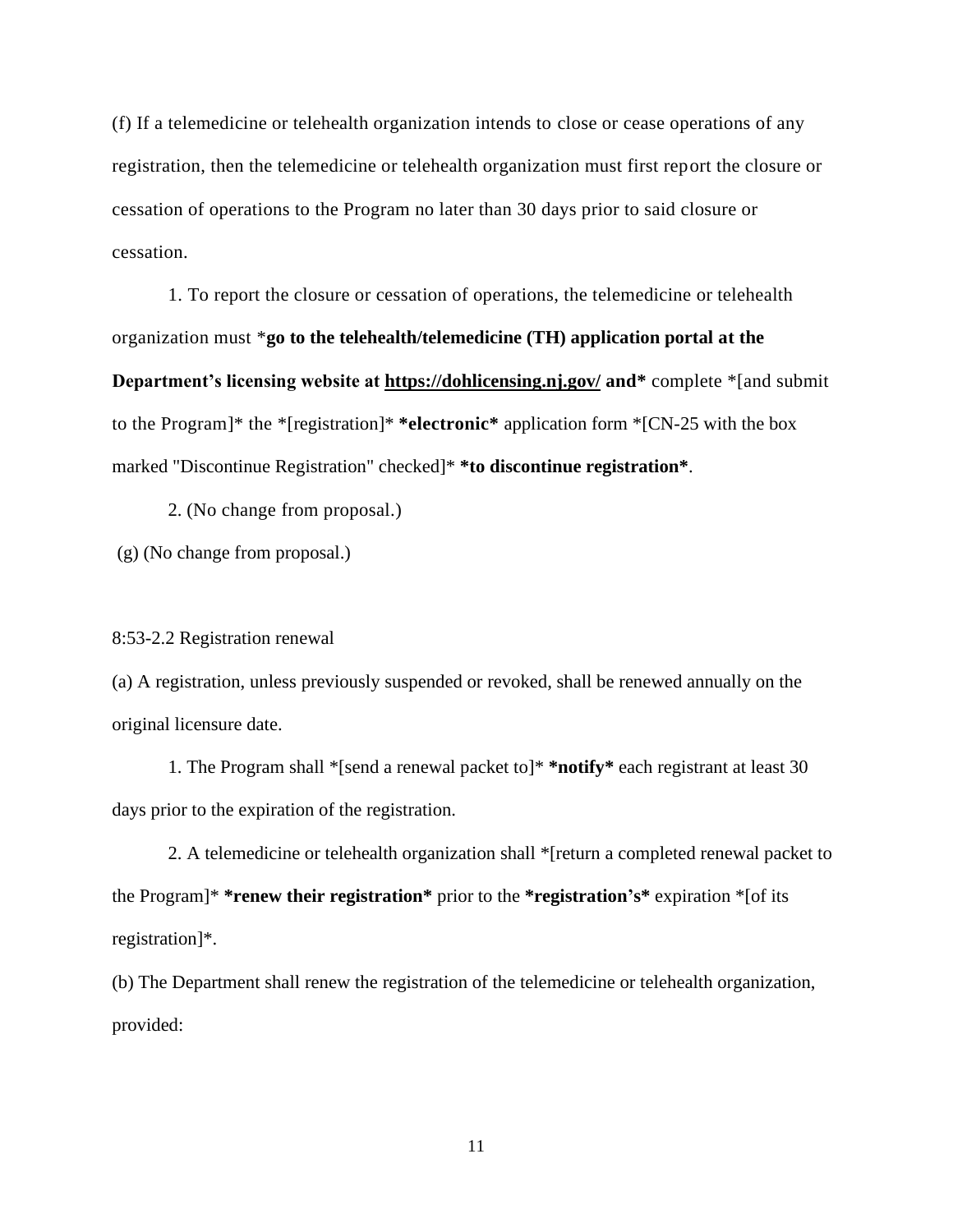(f) If a telemedicine or telehealth organization intends to close or cease operations of any registration, then the telemedicine or telehealth organization must first report the closure or cessation of operations to the Program no later than 30 days prior to said closure or cessation.

1. To report the closure or cessation of operations, the telemedicine or telehealth organization must ***go to the telehealth/telemedicine (TH) application portal at the Department's licensing website at [https://dohlicensing.nj.gov/](https://dohlicensing.nj.gov/) and*** complete *[and submit to the Program]* the *[registration]* ***electronic*** application form *[CN-25 with the box marked "Discontinue Registration" checked]* ***to discontinue registration***.

2. (No change from proposal.)

(g) (No change from proposal.)

8:53-2.2 Registration renewal

(a) A registration, unless previously suspended or revoked, shall be renewed annually on the original licensure date.

1. The Program shall *[send a renewal packet to]* ***notify*** each registrant at least 30 days prior to the expiration of the registration.

2. A telemedicine or telehealth organization shall *[return a completed renewal packet to the Program]* ***renew their registration*** prior to the ***registration's*** expiration *[of its registration]*.

(b) The Department shall renew the registration of the telemedicine or telehealth organization, provided: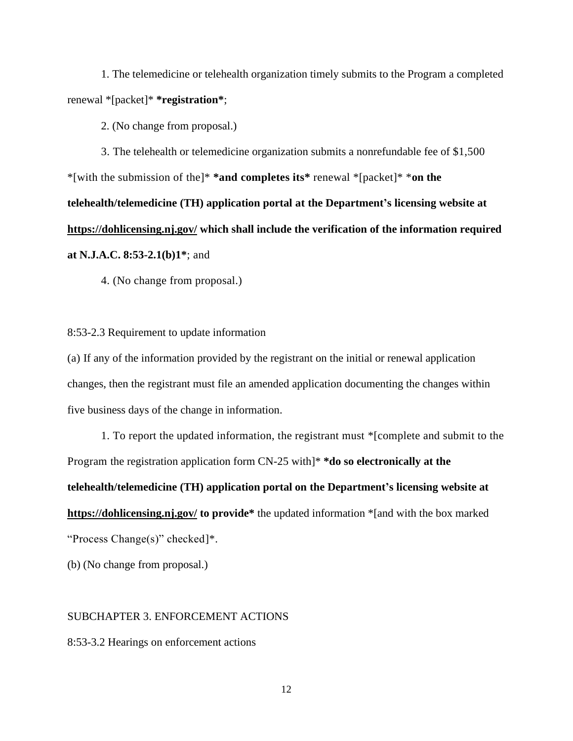1. The telemedicine or telehealth organization timely submits to the Program a completed renewal *[packet]* **\*registration\***;

2. (No change from proposal.)

3. The telehealth or telemedicine organization submits a nonrefundable fee of $1,500 *[with the submission of the]* **\*and completes its\*** renewal *[packet]* \***on the telehealth/telemedicine (TH) application portal at the Department's licensing website at <u>https://dohlicensing.nj.gov/</u> which shall include the verification of the information required at N.J.A.C. 8:53-2.1(b)1\***; and

4. (No change from proposal.)

8:53-2.3 Requirement to update information

(a) If any of the information provided by the registrant on the initial or renewal application changes, then the registrant must file an amended application documenting the changes within five business days of the change in information.

1. To report the updated information, the registrant must *[complete and submit to the Program the registration application form CN-25 with]* **\*do so electronically at the telehealth/telemedicine (TH) application portal on the Department's licensing website at <u>https://dohlicensing.nj.gov/</u> to provide\*** the updated information *[and with the box marked "Process Change(s)" checked]*.

(b) (No change from proposal.)

SUBCHAPTER 3. ENFORCEMENT ACTIONS

8:53-3.2 Hearings on enforcement actions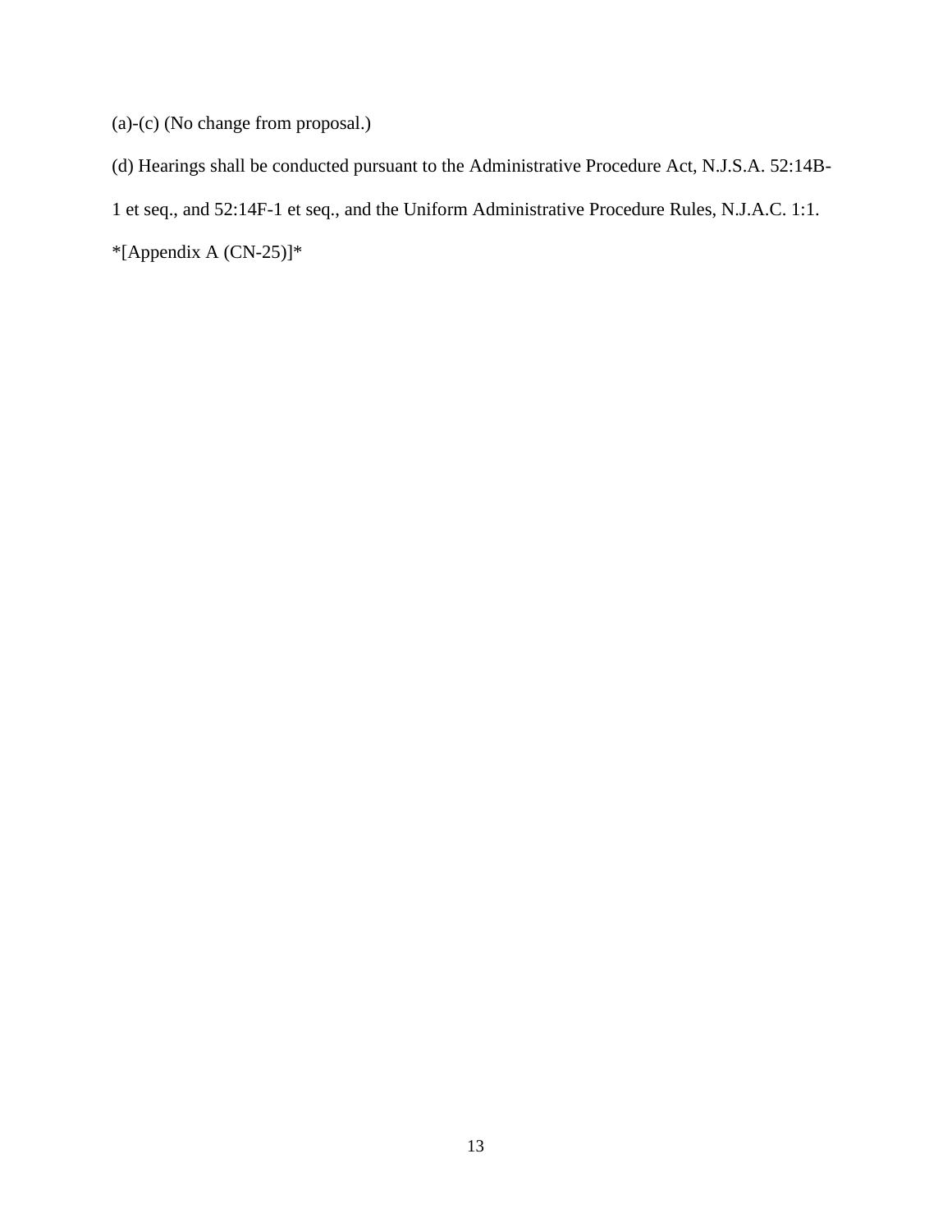(a)-(c) (No change from proposal.)

(d) Hearings shall be conducted pursuant to the Administrative Procedure Act, N.J.S.A. 52:14B-1 et seq., and 52:14F-1 et seq., and the Uniform Administrative Procedure Rules, N.J.A.C. 1:1.

*[Appendix A (CN-25)]*